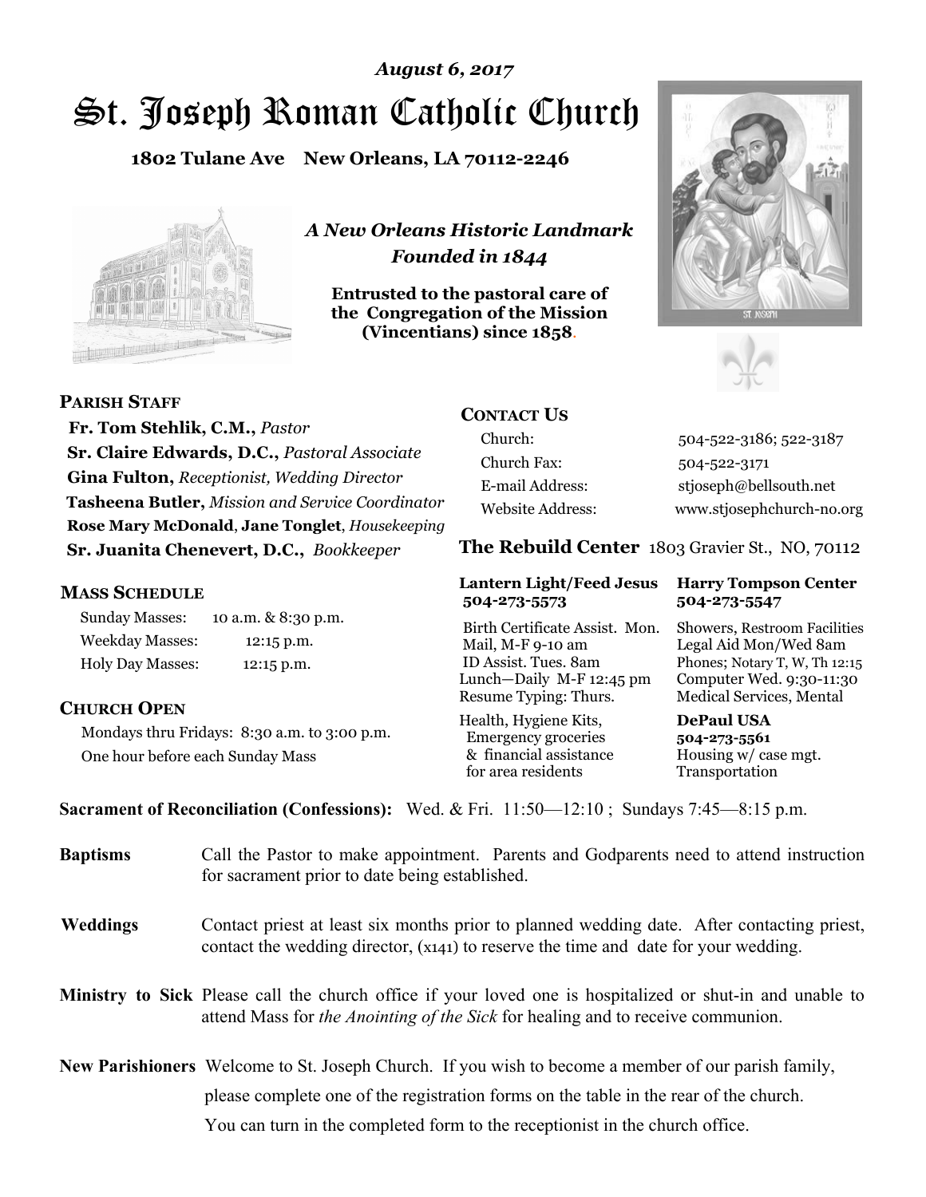*August 6, 2017*

# St. Joseph Roman Catholic Church

**1802 Tulane Ave New Orleans, LA 70112-2246**

*A New Orleans Historic Landmark*
*Founded in 1844*

**Entrusted to the pastoral care of the Congregation of the Mission (Vincentians) since 1858.**

## PARISH STAFF

**Fr. Tom Stehlik, C.M.,** *Pastor*
**Sr. Claire Edwards, D.C.,** *Pastoral Associate*
**Gina Fulton,** *Receptionist, Wedding Director*
**Tasheena Butler,** *Mission and Service Coordinator*
**Rose Mary McDonald**, **Jane Tonglet**, *Housekeeping*
**Sr. Juanita Chenevert, D.C.,** *Bookkeeper*

## MASS SCHEDULE

| | |
|---|---|
| Sunday Masses: | 10 a.m. & 8:30 p.m. |
| Weekday Masses: | 12:15 p.m. |
| Holy Day Masses: | 12:15 p.m. |

## CHURCH OPEN

Mondays thru Fridays: 8:30 a.m. to 3:00 p.m.
One hour before each Sunday Mass

## CONTACT US

| | |
|---|---|
| Church: | 504-522-3186; 522-3187 |
| Church Fax: | 504-522-3171 |
| E-mail Address: | stjoseph@bellsouth.net |
| Website Address: | www.stjosephchurch-no.org |

## The Rebuild Center 1803 Gravier St., NO, 70112

**Lantern Light/Feed Jesus 504-273-5573**

Birth Certificate Assist. Mon.
Mail, M-F 9-10 am
ID Assist. Tues. 8am
Lunch—Daily M-F 12:45 pm
Resume Typing: Thurs.

Health, Hygiene Kits, Emergency groceries & financial assistance for area residents

**Harry Tompson Center 504-273-5547**

Showers, Restroom Facilities
Legal Aid Mon/Wed 8am
Phones; Notary T, W, Th 12:15
Computer Wed. 9:30-11:30
Medical Services, Mental

**DePaul USA 504-273-5561**

Housing w/ case mgt.
Transportation

**Sacrament of Reconciliation (Confessions):** Wed. & Fri. 11:50—12:10 ; Sundays 7:45—8:15 p.m.

**Baptisms** Call the Pastor to make appointment. Parents and Godparents need to attend instruction for sacrament prior to date being established.

**Weddings** Contact priest at least six months prior to planned wedding date. After contacting priest, contact the wedding director, (x141) to reserve the time and date for your wedding.

**Ministry to Sick** Please call the church office if your loved one is hospitalized or shut-in and unable to attend Mass for *the Anointing of the Sick* for healing and to receive communion.

**New Parishioners** Welcome to St. Joseph Church. If you wish to become a member of our parish family, please complete one of the registration forms on the table in the rear of the church. You can turn in the completed form to the receptionist in the church office.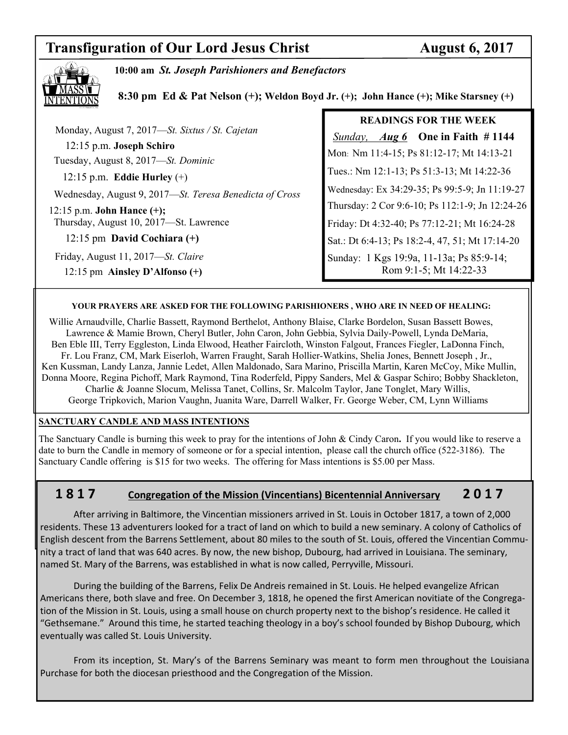# Transfiguration of Our Lord Jesus Christ — August 6, 2017

**10:00 am** ***St. Joseph Parishioners and Benefactors***

**8:30 pm Ed & Pat Nelson (+); Weldon Boyd Jr. (+); John Hance (+); Mike Starsney (+)**

Monday, August 7, 2017—*St. Sixtus / St. Cajetan*

12:15 p.m. **Joseph Schiro**

Tuesday, August 8, 2017—*St. Dominic*

12:15 p.m. **Eddie Hurley** (+)

Wednesday, August 9, 2017—*St. Teresa Benedicta of Cross*

12:15 p.m. **John Hance (+);**

Thursday, August 10, 2017—St. Lawrence

12:15 pm **David Cochiara (+)**

Friday, August 11, 2017—*St. Claire*

12:15 pm **Ainsley D'Alfonso (+)**

**READINGS FOR THE WEEK**

*Sunday, **Aug 6*** **One in Faith # 1144**

Mon: Nm 11:4-15; Ps 81:12-17; Mt 14:13-21

Tues.: Nm 12:1-13; Ps 51:3-13; Mt 14:22-36

Wednesday: Ex 34:29-35; Ps 99:5-9; Jn 11:19-27

Thursday: 2 Cor 9:6-10; Ps 112:1-9; Jn 12:24-26

Friday: Dt 4:32-40; Ps 77:12-21; Mt 16:24-28

Sat.: Dt 6:4-13; Ps 18:2-4, 47, 51; Mt 17:14-20

Sunday: 1 Kgs 19:9a, 11-13a; Ps 85:9-14; Rom 9:1-5; Mt 14:22-33

**YOUR PRAYERS ARE ASKED FOR THE FOLLOWING PARISHIONERS , WHO ARE IN NEED OF HEALING:**

Willie Arnaudville, Charlie Bassett, Raymond Berthelot, Anthony Blaise, Clarke Bordelon, Susan Bassett Bowes, Lawrence & Mamie Brown, Cheryl Butler, John Caron, John Gebbia, Sylvia Daily-Powell, Lynda DeMaria, Ben Eble III, Terry Eggleston, Linda Elwood, Heather Faircloth, Winston Falgout, Frances Fiegler, LaDonna Finch, Fr. Lou Franz, CM, Mark Eiserloh, Warren Fraught, Sarah Hollier-Watkins, Shelia Jones, Bennett Joseph , Jr., Ken Kussman, Landy Lanza, Jannie Ledet, Allen Maldonado, Sara Marino, Priscilla Martin, Karen McCoy, Mike Mullin, Donna Moore, Regina Pichoff, Mark Raymond, Tina Roderfeld, Pippy Sanders, Mel & Gaspar Schiro; Bobby Shackleton, Charlie & Joanne Slocum, Melissa Tanet, Collins, Sr. Malcolm Taylor, Jane Tonglet, Mary Willis, George Tripkovich, Marion Vaughn, Juanita Ware, Darrell Walker, Fr. George Weber, CM, Lynn Williams

**SANCTUARY CANDLE AND MASS INTENTIONS**

The Sanctuary Candle is burning this week to pray for the intentions of John & Cindy Caron**.** If you would like to reserve a date to burn the Candle in memory of someone or for a special intention, please call the church office (522-3186). The Sanctuary Candle offering is $15 for two weeks. The offering for Mass intentions is $5.00 per Mass.

## 1817 Congregation of the Mission (Vincentians) Bicentennial Anniversary 2017

After arriving in Baltimore, the Vincentian missioners arrived in St. Louis in October 1817, a town of 2,000 residents. These 13 adventurers looked for a tract of land on which to build a new seminary. A colony of Catholics of English descent from the Barrens Settlement, about 80 miles to the south of St. Louis, offered the Vincentian Community a tract of land that was 640 acres. By now, the new bishop, Dubourg, had arrived in Louisiana. The seminary, named St. Mary of the Barrens, was established in what is now called, Perryville, Missouri.

During the building of the Barrens, Felix De Andreis remained in St. Louis. He helped evangelize African Americans there, both slave and free. On December 3, 1818, he opened the first American novitiate of the Congregation of the Mission in St. Louis, using a small house on church property next to the bishop's residence. He called it "Gethsemane." Around this time, he started teaching theology in a boy's school founded by Bishop Dubourg, which eventually was called St. Louis University.

From its inception, St. Mary's of the Barrens Seminary was meant to form men throughout the Louisiana Purchase for both the diocesan priesthood and the Congregation of the Mission.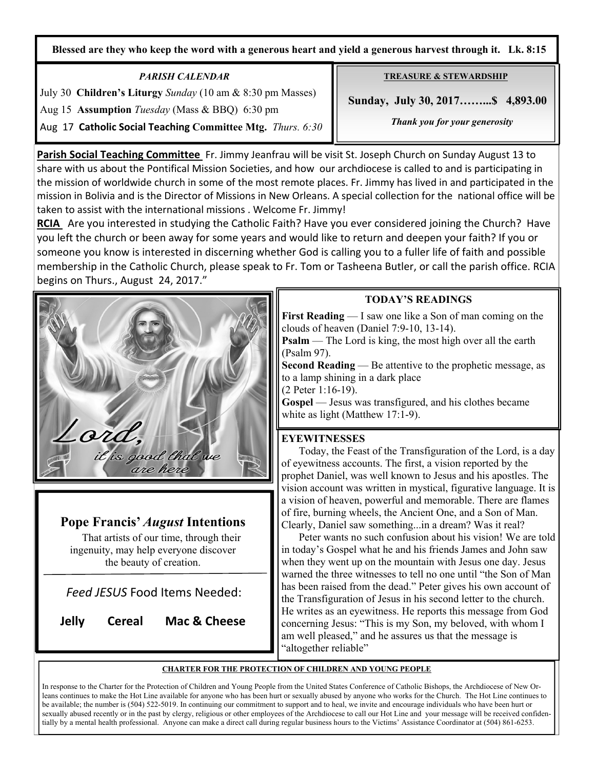**Blessed are they who keep the word with a generous heart and yield a generous harvest through it. Lk. 8:15**

### *PARISH CALENDAR*

July 30 **Children's Liturgy** *Sunday* (10 am & 8:30 pm Masses)

Aug 15 **Assumption** *Tuesday* (Mass & BBQ) 6:30 pm

Aug 17 **Catholic Social Teaching Committee Mtg.** *Thurs. 6:30*

### TREASURE & STEWARDSHIP

**Sunday, July 30, 2017……..$ 4,893.00**

***Thank you for your generosity***

**Parish Social Teaching Committee** Fr. Jimmy Jeanfrau will be visit St. Joseph Church on Sunday August 13 to share with us about the Pontifical Mission Societies, and how our archdiocese is called to and is participating in the mission of worldwide church in some of the most remote places. Fr. Jimmy has lived in and participated in the mission in Bolivia and is the Director of Missions in New Orleans. A special collection for the national office will be taken to assist with the international missions . Welcome Fr. Jimmy!

**RCIA** Are you interested in studying the Catholic Faith? Have you ever considered joining the Church? Have you left the church or been away for some years and would like to return and deepen your faith? If you or someone you know is interested in discerning whether God is calling you to a fuller life of faith and possible membership in the Catholic Church, please speak to Fr. Tom or Tasheena Butler, or call the parish office. RCIA begins on Thurs., August 24, 2017."

*Lord, it is good that we are here*

### TODAY'S READINGS

**First Reading** — I saw one like a Son of man coming on the clouds of heaven (Daniel 7:9-10, 13-14).

**Psalm** — The Lord is king, the most high over all the earth (Psalm 97).

**Second Reading** — Be attentive to the prophetic message, as to a lamp shining in a dark place (2 Peter 1:16-19).

**Gospel** — Jesus was transfigured, and his clothes became white as light (Matthew 17:1-9).

### EYEWITNESSES

Today, the Feast of the Transfiguration of the Lord, is a day of eyewitness accounts. The first, a vision reported by the prophet Daniel, was well known to Jesus and his apostles. The vision account was written in mystical, figurative language. It is a vision of heaven, powerful and memorable. There are flames of fire, burning wheels, the Ancient One, and a Son of Man. Clearly, Daniel saw something...in a dream? Was it real?

Peter wants no such confusion about his vision! We are told in today's Gospel what he and his friends James and John saw when they went up on the mountain with Jesus one day. Jesus warned the three witnesses to tell no one until "the Son of Man has been raised from the dead." Peter gives his own account of the Transfiguration of Jesus in his second letter to the church. He writes as an eyewitness. He reports this message from God concerning Jesus: "This is my Son, my beloved, with whom I am well pleased," and he assures us that the message is "altogether reliable"

## Pope Francis' *August* Intentions

That artists of our time, through their ingenuity, may help everyone discover the beauty of creation.

*Feed JESUS* Food Items Needed:

**Jelly  Cereal  Mac & Cheese**

### CHARTER FOR THE PROTECTION OF CHILDREN AND YOUNG PEOPLE

In response to the Charter for the Protection of Children and Young People from the United States Conference of Catholic Bishops, the Archdiocese of New Orleans continues to make the Hot Line available for anyone who has been hurt or sexually abused by anyone who works for the Church. The Hot Line continues to be available; the number is (504) 522-5019. In continuing our commitment to support and to heal, we invite and encourage individuals who have been hurt or sexually abused recently or in the past by clergy, religious or other employees of the Archdiocese to call our Hot Line and your message will be received confidentially by a mental health professional. Anyone can make a direct call during regular business hours to the Victims' Assistance Coordinator at (504) 861-6253.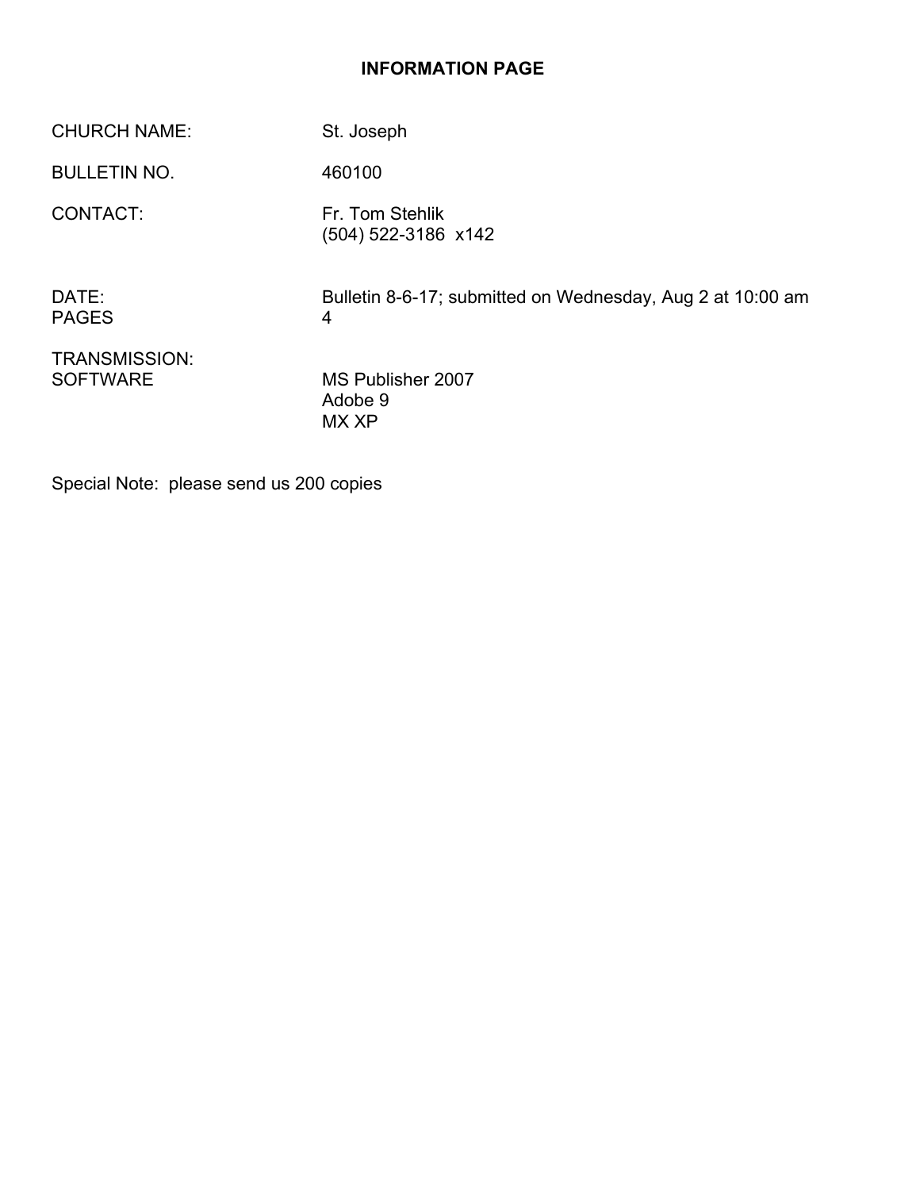# INFORMATION PAGE

| | |
|---|---|
| CHURCH NAME: | St. Joseph |
| BULLETIN NO. | 460100 |
| CONTACT: | Fr. Tom Stehlik<br>(504) 522-3186  x142 |
| DATE: | Bulletin 8-6-17; submitted on Wednesday, Aug 2 at 10:00 am |
| PAGES | 4 |
| TRANSMISSION:<br>SOFTWARE | MS Publisher 2007<br>Adobe 9<br>MX XP |

Special Note:  please send us 200 copies